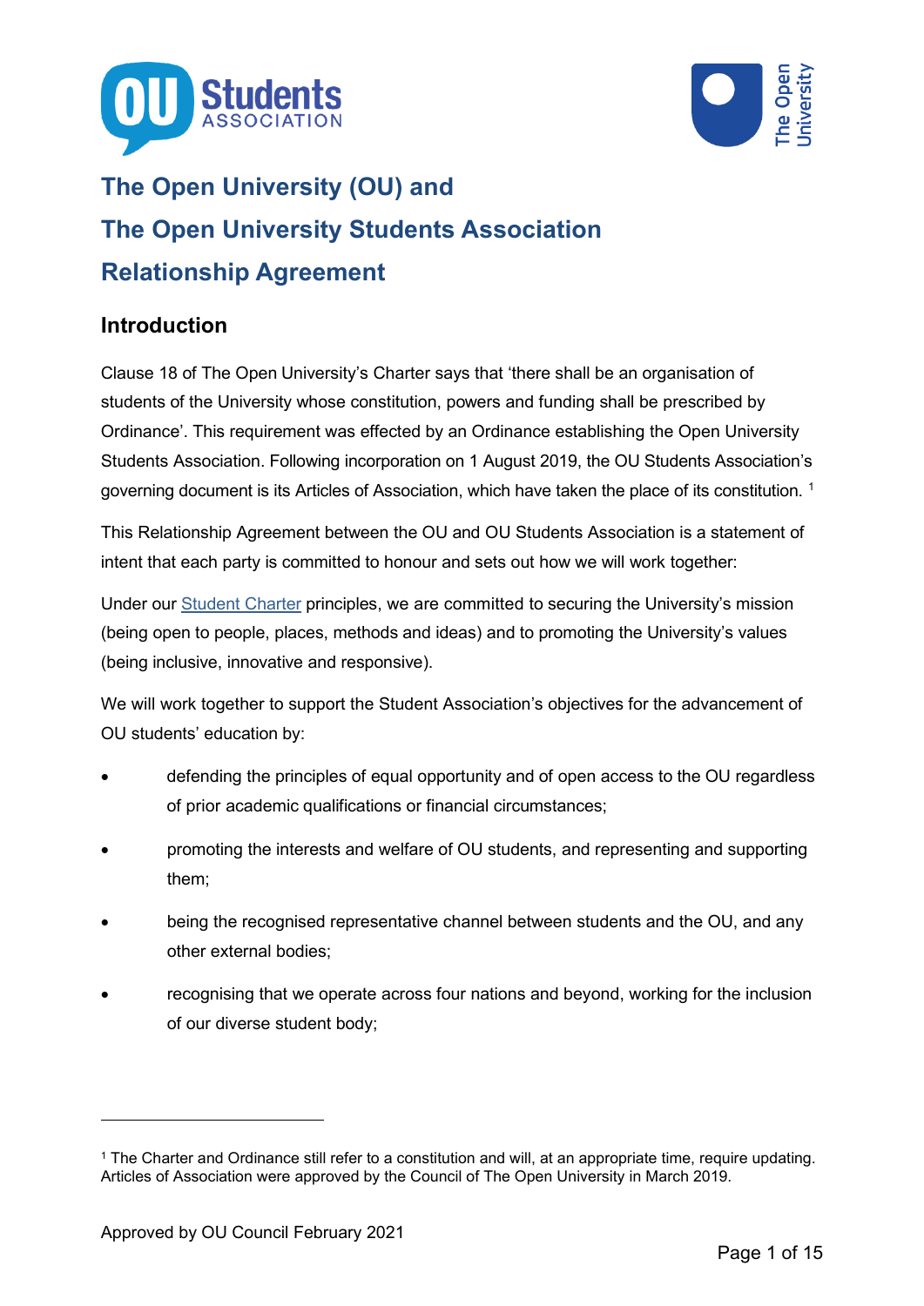# The Open University (OU) and The Open University Students Association Relationship Agreement

## Introduction

Clause 18 of The Open University's Charter says that 'there shall be an organisation of students of the University whose constitution, powers and funding shall be prescribed by Ordinance'. This requirement was effected by an Ordinance establishing the Open University Students Association. Following incorporation on 1 August 2019, the OU Students Association's governing document is its Articles of Association, which have taken the place of its constitution. [1]

This Relationship Agreement between the OU and OU Students Association is a statement of intent that each party is committed to honour and sets out how we will work together:

Under our Student Charter principles, we are committed to securing the University's mission (being open to people, places, methods and ideas) and to promoting the University's values (being inclusive, innovative and responsive).

We will work together to support the Student Association's objectives for the advancement of OU students' education by:

- defending the principles of equal opportunity and of open access to the OU regardless of prior academic qualifications or financial circumstances;
- promoting the interests and welfare of OU students, and representing and supporting them;
- being the recognised representative channel between students and the OU, and any other external bodies;
- recognising that we operate across four nations and beyond, working for the inclusion of our diverse student body;

---

[1] The Charter and Ordinance still refer to a constitution and will, at an appropriate time, require updating. Articles of Association were approved by the Council of The Open University in March 2019.

Approved by OU Council February 2021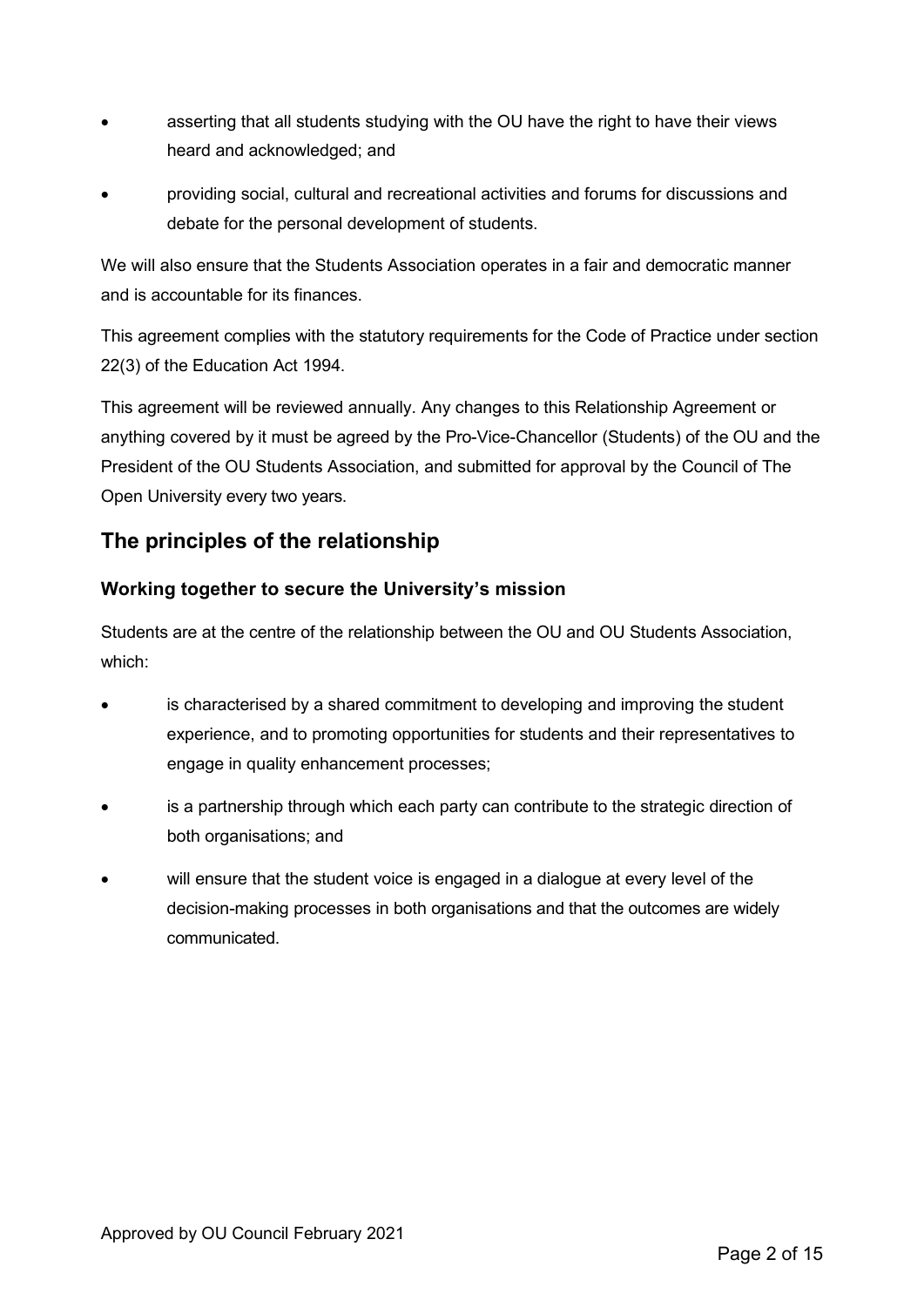- asserting that all students studying with the OU have the right to have their views heard and acknowledged; and
- providing social, cultural and recreational activities and forums for discussions and debate for the personal development of students.

We will also ensure that the Students Association operates in a fair and democratic manner and is accountable for its finances.

This agreement complies with the statutory requirements for the Code of Practice under section 22(3) of the Education Act 1994.

This agreement will be reviewed annually. Any changes to this Relationship Agreement or anything covered by it must be agreed by the Pro-Vice-Chancellor (Students) of the OU and the President of the OU Students Association, and submitted for approval by the Council of The Open University every two years.

## The principles of the relationship

### Working together to secure the University's mission

Students are at the centre of the relationship between the OU and OU Students Association, which:

- is characterised by a shared commitment to developing and improving the student experience, and to promoting opportunities for students and their representatives to engage in quality enhancement processes;
- is a partnership through which each party can contribute to the strategic direction of both organisations; and
- will ensure that the student voice is engaged in a dialogue at every level of the decision-making processes in both organisations and that the outcomes are widely communicated.

Approved by OU Council February 2021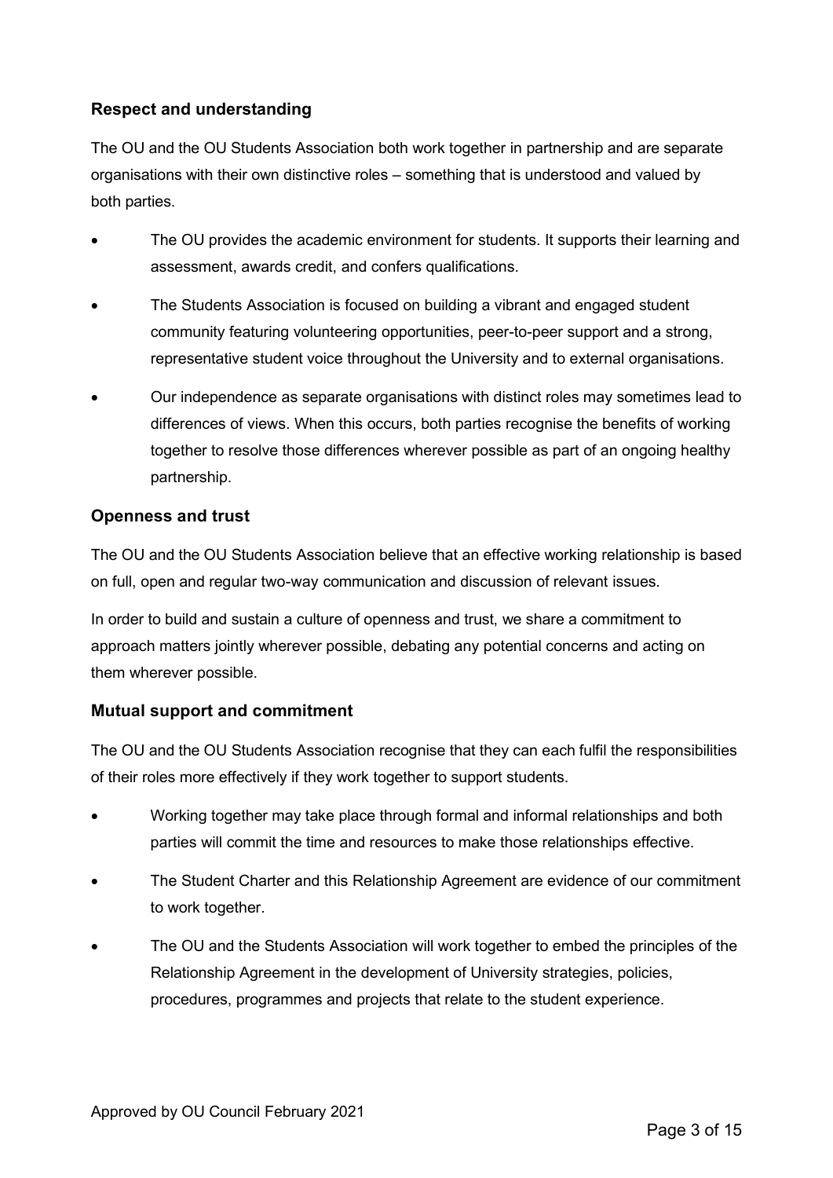## Respect and understanding

The OU and the OU Students Association both work together in partnership and are separate organisations with their own distinctive roles – something that is understood and valued by both parties.

- The OU provides the academic environment for students. It supports their learning and assessment, awards credit, and confers qualifications.
- The Students Association is focused on building a vibrant and engaged student community featuring volunteering opportunities, peer-to-peer support and a strong, representative student voice throughout the University and to external organisations.
- Our independence as separate organisations with distinct roles may sometimes lead to differences of views. When this occurs, both parties recognise the benefits of working together to resolve those differences wherever possible as part of an ongoing healthy partnership.

## Openness and trust

The OU and the OU Students Association believe that an effective working relationship is based on full, open and regular two-way communication and discussion of relevant issues.

In order to build and sustain a culture of openness and trust, we share a commitment to approach matters jointly wherever possible, debating any potential concerns and acting on them wherever possible.

## Mutual support and commitment

The OU and the OU Students Association recognise that they can each fulfil the responsibilities of their roles more effectively if they work together to support students.

- Working together may take place through formal and informal relationships and both parties will commit the time and resources to make those relationships effective.
- The Student Charter and this Relationship Agreement are evidence of our commitment to work together.
- The OU and the Students Association will work together to embed the principles of the Relationship Agreement in the development of University strategies, policies, procedures, programmes and projects that relate to the student experience.

Approved by OU Council February 2021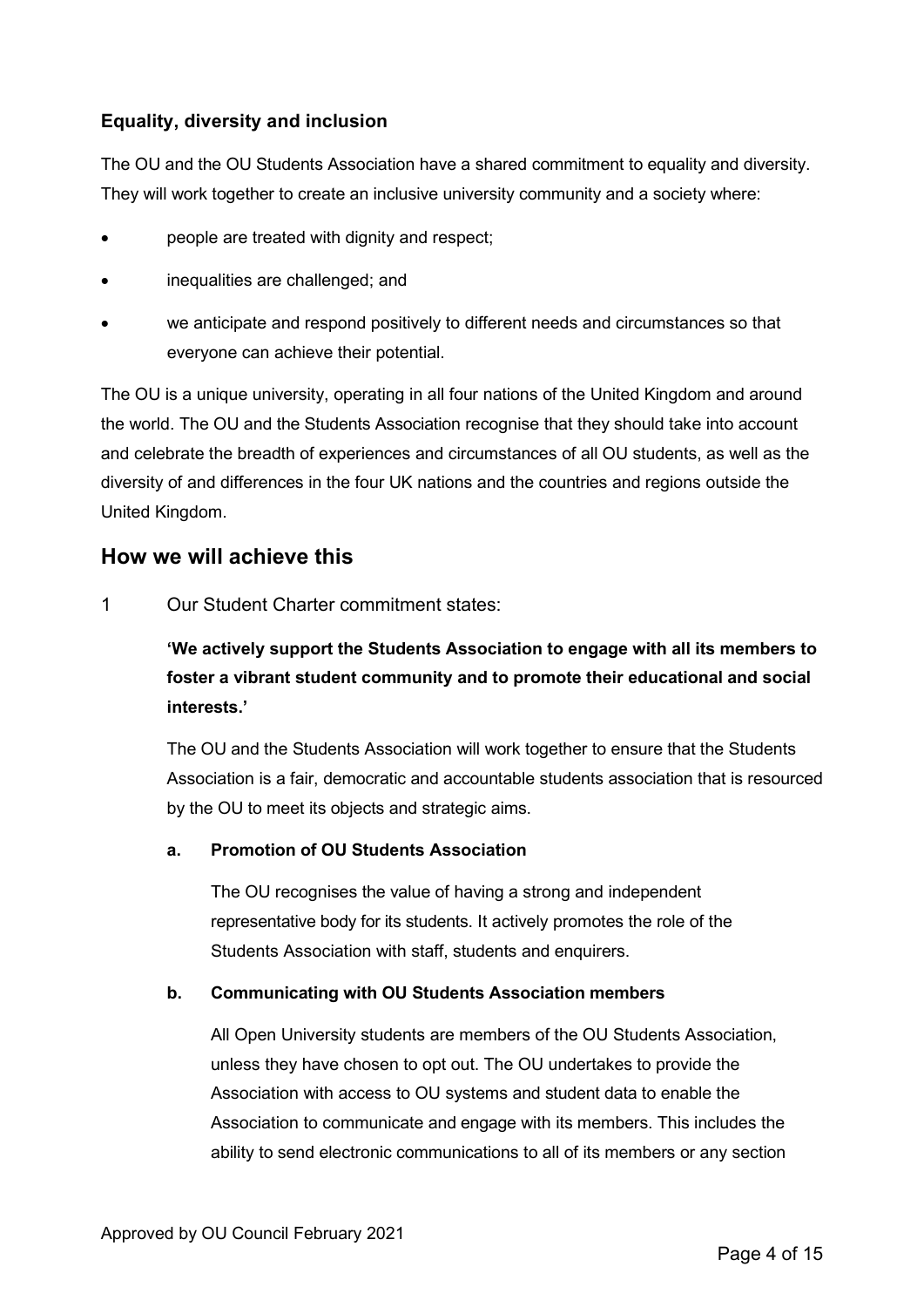### Equality, diversity and inclusion

The OU and the OU Students Association have a shared commitment to equality and diversity. They will work together to create an inclusive university community and a society where:

- people are treated with dignity and respect;
- inequalities are challenged; and
- we anticipate and respond positively to different needs and circumstances so that everyone can achieve their potential.

The OU is a unique university, operating in all four nations of the United Kingdom and around the world. The OU and the Students Association recognise that they should take into account and celebrate the breadth of experiences and circumstances of all OU students, as well as the diversity of and differences in the four UK nations and the countries and regions outside the United Kingdom.

## How we will achieve this

1 Our Student Charter commitment states:

> **'We actively support the Students Association to engage with all its members to foster a vibrant student community and to promote their educational and social interests.'**

The OU and the Students Association will work together to ensure that the Students Association is a fair, democratic and accountable students association that is resourced by the OU to meet its objects and strategic aims.

**a. Promotion of OU Students Association**

The OU recognises the value of having a strong and independent representative body for its students. It actively promotes the role of the Students Association with staff, students and enquirers.

**b. Communicating with OU Students Association members**

All Open University students are members of the OU Students Association, unless they have chosen to opt out. The OU undertakes to provide the Association with access to OU systems and student data to enable the Association to communicate and engage with its members. This includes the ability to send electronic communications to all of its members or any section

Approved by OU Council February 2021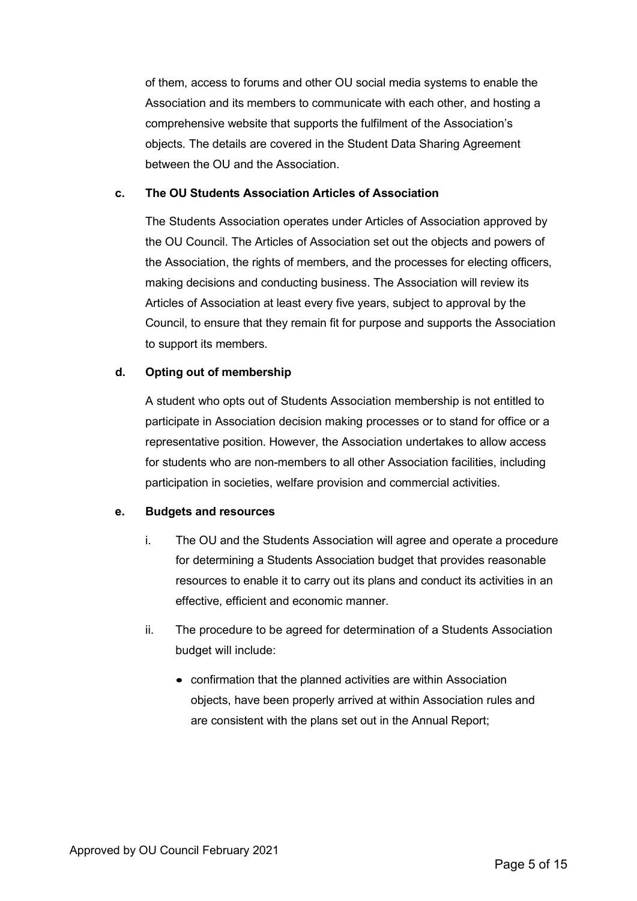of them, access to forums and other OU social media systems to enable the Association and its members to communicate with each other, and hosting a comprehensive website that supports the fulfilment of the Association's objects. The details are covered in the Student Data Sharing Agreement between the OU and the Association.

**c. The OU Students Association Articles of Association**

The Students Association operates under Articles of Association approved by the OU Council. The Articles of Association set out the objects and powers of the Association, the rights of members, and the processes for electing officers, making decisions and conducting business. The Association will review its Articles of Association at least every five years, subject to approval by the Council, to ensure that they remain fit for purpose and supports the Association to support its members.

**d. Opting out of membership**

A student who opts out of Students Association membership is not entitled to participate in Association decision making processes or to stand for office or a representative position. However, the Association undertakes to allow access for students who are non-members to all other Association facilities, including participation in societies, welfare provision and commercial activities.

**e. Budgets and resources**

i. The OU and the Students Association will agree and operate a procedure for determining a Students Association budget that provides reasonable resources to enable it to carry out its plans and conduct its activities in an effective, efficient and economic manner.

ii. The procedure to be agreed for determination of a Students Association budget will include:

- confirmation that the planned activities are within Association objects, have been properly arrived at within Association rules and are consistent with the plans set out in the Annual Report;

Approved by OU Council February 2021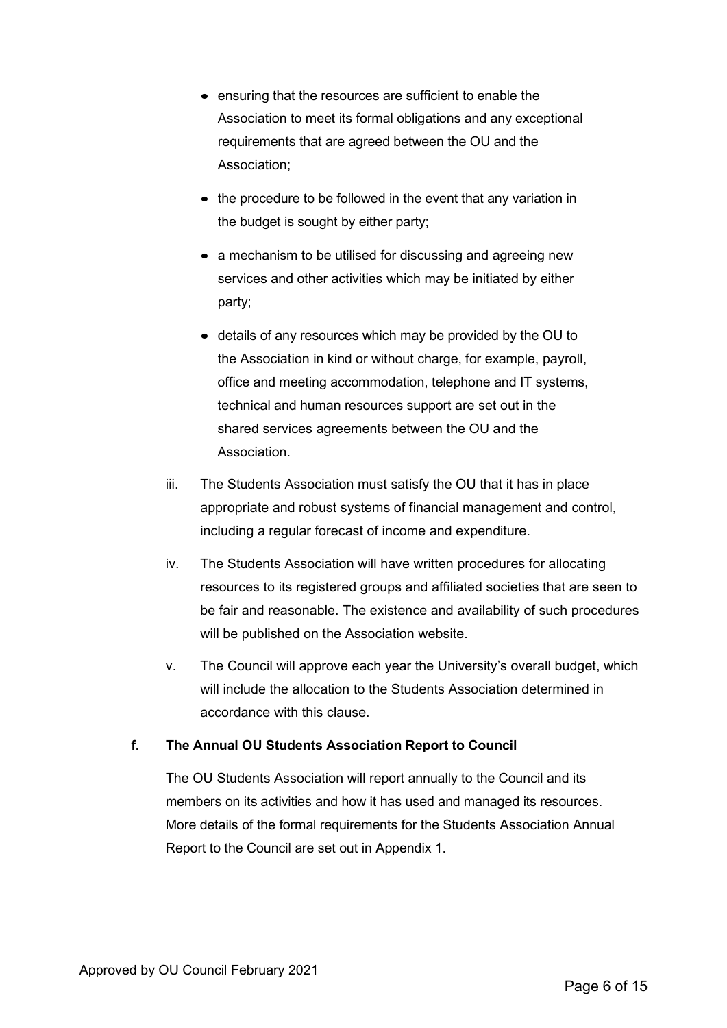- ensuring that the resources are sufficient to enable the Association to meet its formal obligations and any exceptional requirements that are agreed between the OU and the Association;
- the procedure to be followed in the event that any variation in the budget is sought by either party;
- a mechanism to be utilised for discussing and agreeing new services and other activities which may be initiated by either party;
- details of any resources which may be provided by the OU to the Association in kind or without charge, for example, payroll, office and meeting accommodation, telephone and IT systems, technical and human resources support are set out in the shared services agreements between the OU and the Association.

iii. The Students Association must satisfy the OU that it has in place appropriate and robust systems of financial management and control, including a regular forecast of income and expenditure.

iv. The Students Association will have written procedures for allocating resources to its registered groups and affiliated societies that are seen to be fair and reasonable. The existence and availability of such procedures will be published on the Association website.

v. The Council will approve each year the University's overall budget, which will include the allocation to the Students Association determined in accordance with this clause.

**f. The Annual OU Students Association Report to Council**

The OU Students Association will report annually to the Council and its members on its activities and how it has used and managed its resources. More details of the formal requirements for the Students Association Annual Report to the Council are set out in Appendix 1.

Approved by OU Council February 2021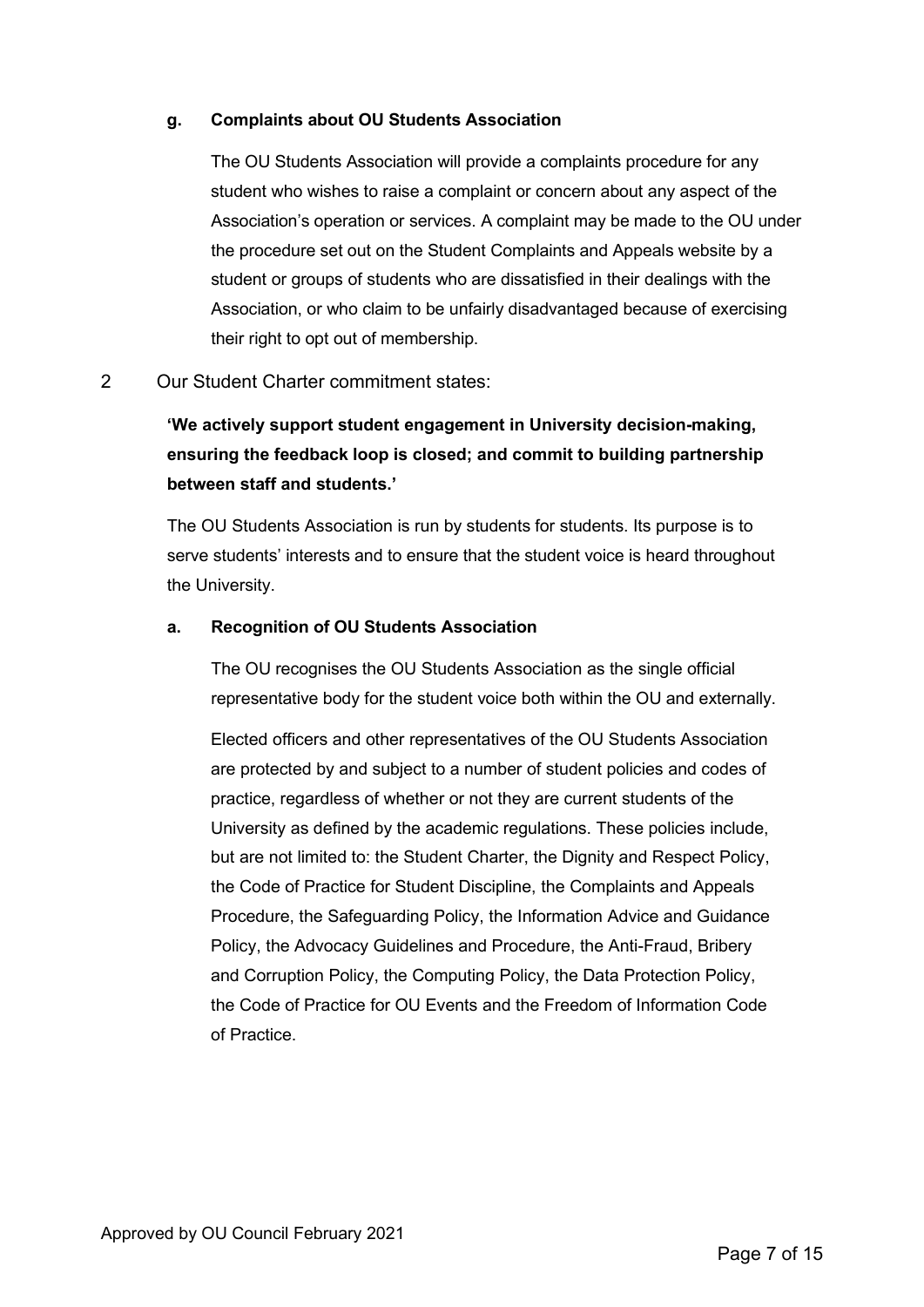**g. Complaints about OU Students Association**

The OU Students Association will provide a complaints procedure for any student who wishes to raise a complaint or concern about any aspect of the Association's operation or services. A complaint may be made to the OU under the procedure set out on the Student Complaints and Appeals website by a student or groups of students who are dissatisfied in their dealings with the Association, or who claim to be unfairly disadvantaged because of exercising their right to opt out of membership.

2 Our Student Charter commitment states:

**'We actively support student engagement in University decision-making, ensuring the feedback loop is closed; and commit to building partnership between staff and students.'**

The OU Students Association is run by students for students. Its purpose is to serve students' interests and to ensure that the student voice is heard throughout the University.

**a. Recognition of OU Students Association**

The OU recognises the OU Students Association as the single official representative body for the student voice both within the OU and externally.

Elected officers and other representatives of the OU Students Association are protected by and subject to a number of student policies and codes of practice, regardless of whether or not they are current students of the University as defined by the academic regulations. These policies include, but are not limited to: the Student Charter, the Dignity and Respect Policy, the Code of Practice for Student Discipline, the Complaints and Appeals Procedure, the Safeguarding Policy, the Information Advice and Guidance Policy, the Advocacy Guidelines and Procedure, the Anti-Fraud, Bribery and Corruption Policy, the Computing Policy, the Data Protection Policy, the Code of Practice for OU Events and the Freedom of Information Code of Practice.

Approved by OU Council February 2021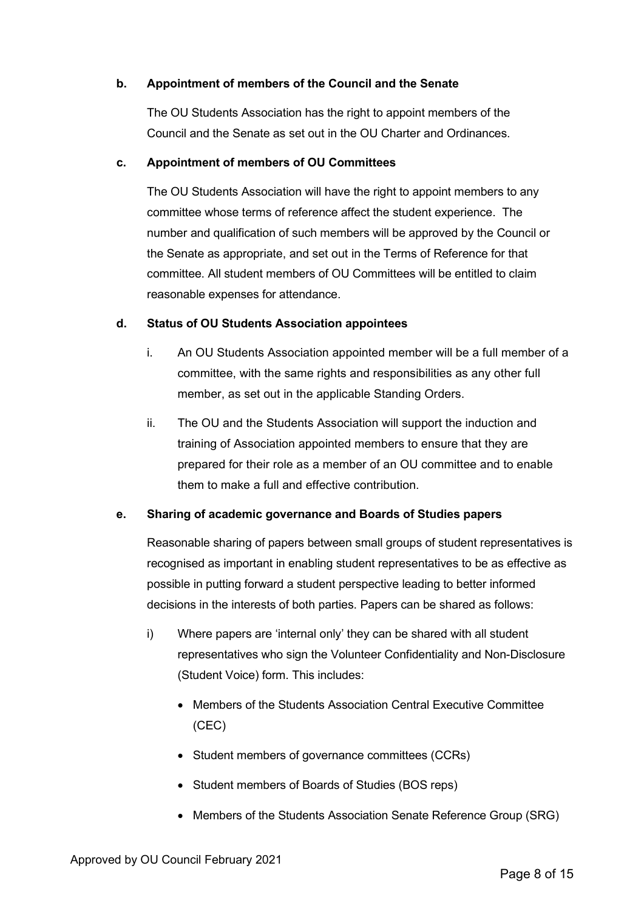**b. Appointment of members of the Council and the Senate**

The OU Students Association has the right to appoint members of the Council and the Senate as set out in the OU Charter and Ordinances.

**c. Appointment of members of OU Committees**

The OU Students Association will have the right to appoint members to any committee whose terms of reference affect the student experience. The number and qualification of such members will be approved by the Council or the Senate as appropriate, and set out in the Terms of Reference for that committee. All student members of OU Committees will be entitled to claim reasonable expenses for attendance.

**d. Status of OU Students Association appointees**

i. An OU Students Association appointed member will be a full member of a committee, with the same rights and responsibilities as any other full member, as set out in the applicable Standing Orders.

ii. The OU and the Students Association will support the induction and training of Association appointed members to ensure that they are prepared for their role as a member of an OU committee and to enable them to make a full and effective contribution.

**e. Sharing of academic governance and Boards of Studies papers**

Reasonable sharing of papers between small groups of student representatives is recognised as important in enabling student representatives to be as effective as possible in putting forward a student perspective leading to better informed decisions in the interests of both parties. Papers can be shared as follows:

i) Where papers are 'internal only' they can be shared with all student representatives who sign the Volunteer Confidentiality and Non-Disclosure (Student Voice) form. This includes:

- Members of the Students Association Central Executive Committee (CEC)
- Student members of governance committees (CCRs)
- Student members of Boards of Studies (BOS reps)
- Members of the Students Association Senate Reference Group (SRG)

Approved by OU Council February 2021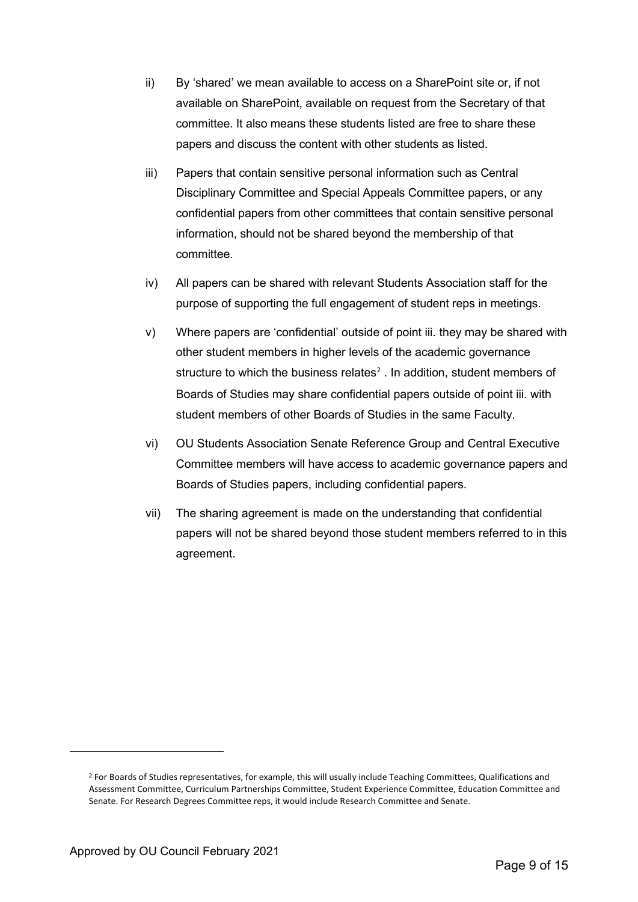ii) By 'shared' we mean available to access on a SharePoint site or, if not available on SharePoint, available on request from the Secretary of that committee. It also means these students listed are free to share these papers and discuss the content with other students as listed.

iii) Papers that contain sensitive personal information such as Central Disciplinary Committee and Special Appeals Committee papers, or any confidential papers from other committees that contain sensitive personal information, should not be shared beyond the membership of that committee.

iv) All papers can be shared with relevant Students Association staff for the purpose of supporting the full engagement of student reps in meetings.

v) Where papers are 'confidential' outside of point iii. they may be shared with other student members in higher levels of the academic governance structure to which the business relates[2] . In addition, student members of Boards of Studies may share confidential papers outside of point iii. with student members of other Boards of Studies in the same Faculty.

vi) OU Students Association Senate Reference Group and Central Executive Committee members will have access to academic governance papers and Boards of Studies papers, including confidential papers.

vii) The sharing agreement is made on the understanding that confidential papers will not be shared beyond those student members referred to in this agreement.

[2] For Boards of Studies representatives, for example, this will usually include Teaching Committees, Qualifications and Assessment Committee, Curriculum Partnerships Committee, Student Experience Committee, Education Committee and Senate. For Research Degrees Committee reps, it would include Research Committee and Senate.

Approved by OU Council February 2021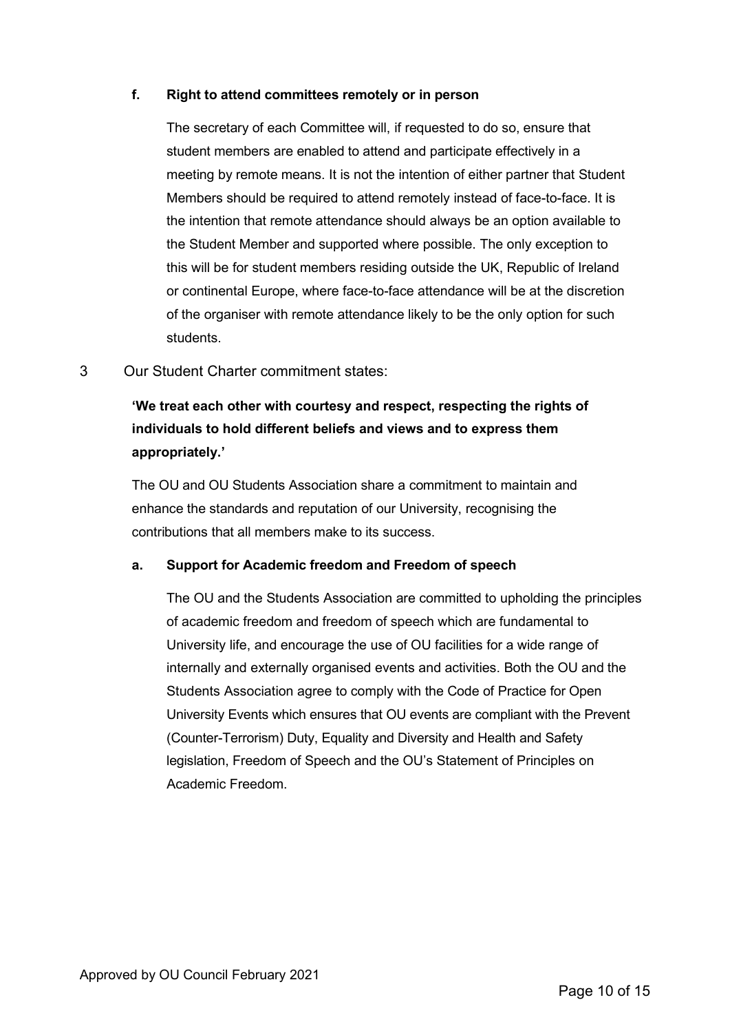**f. Right to attend committees remotely or in person**

The secretary of each Committee will, if requested to do so, ensure that student members are enabled to attend and participate effectively in a meeting by remote means. It is not the intention of either partner that Student Members should be required to attend remotely instead of face-to-face. It is the intention that remote attendance should always be an option available to the Student Member and supported where possible. The only exception to this will be for student members residing outside the UK, Republic of Ireland or continental Europe, where face-to-face attendance will be at the discretion of the organiser with remote attendance likely to be the only option for such students.

3 Our Student Charter commitment states:

**'We treat each other with courtesy and respect, respecting the rights of individuals to hold different beliefs and views and to express them appropriately.'**

The OU and OU Students Association share a commitment to maintain and enhance the standards and reputation of our University, recognising the contributions that all members make to its success.

**a. Support for Academic freedom and Freedom of speech**

The OU and the Students Association are committed to upholding the principles of academic freedom and freedom of speech which are fundamental to University life, and encourage the use of OU facilities for a wide range of internally and externally organised events and activities. Both the OU and the Students Association agree to comply with the Code of Practice for Open University Events which ensures that OU events are compliant with the Prevent (Counter-Terrorism) Duty, Equality and Diversity and Health and Safety legislation, Freedom of Speech and the OU's Statement of Principles on Academic Freedom.

Approved by OU Council February 2021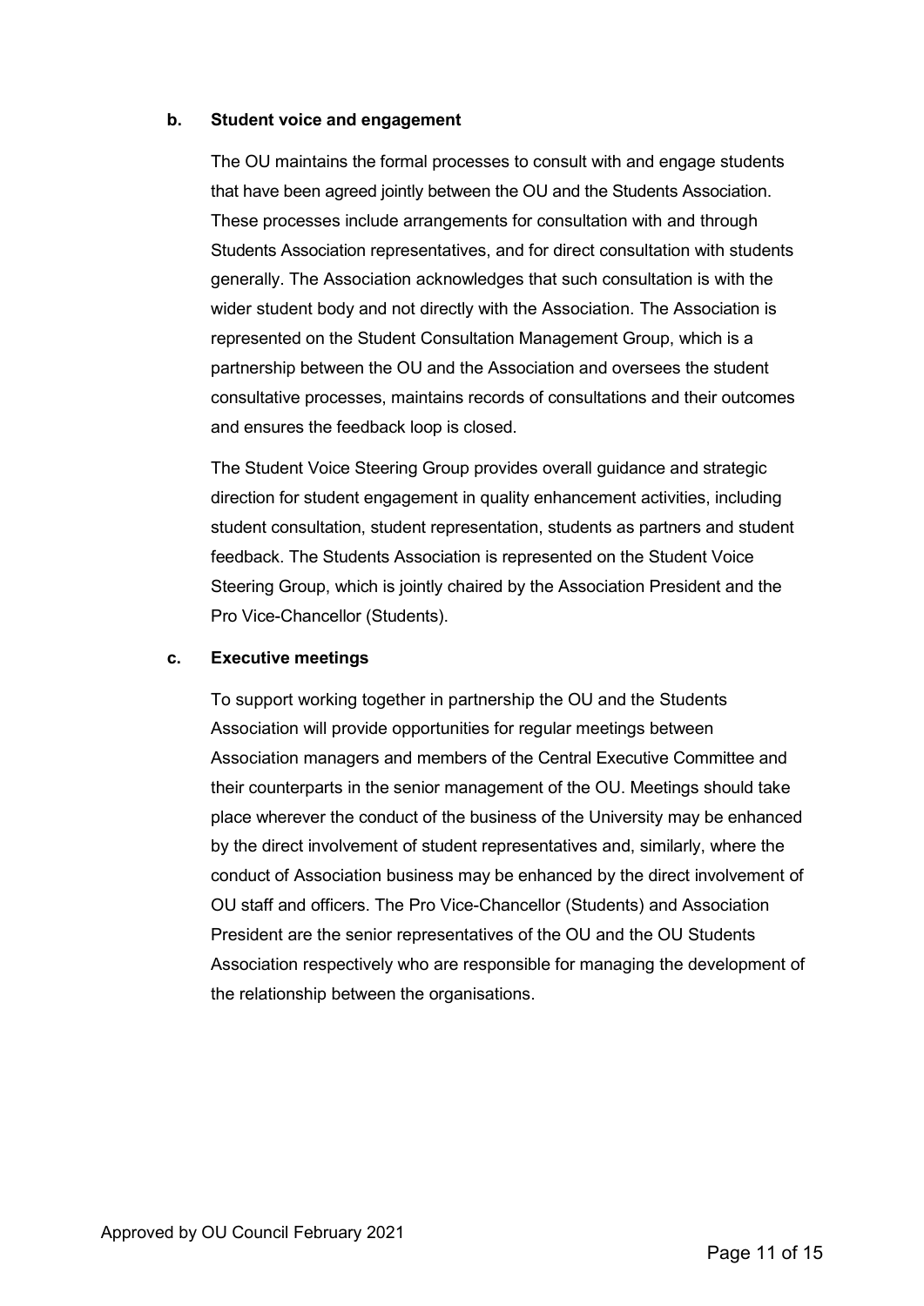**b. Student voice and engagement**

The OU maintains the formal processes to consult with and engage students that have been agreed jointly between the OU and the Students Association. These processes include arrangements for consultation with and through Students Association representatives, and for direct consultation with students generally. The Association acknowledges that such consultation is with the wider student body and not directly with the Association. The Association is represented on the Student Consultation Management Group, which is a partnership between the OU and the Association and oversees the student consultative processes, maintains records of consultations and their outcomes and ensures the feedback loop is closed.

The Student Voice Steering Group provides overall guidance and strategic direction for student engagement in quality enhancement activities, including student consultation, student representation, students as partners and student feedback. The Students Association is represented on the Student Voice Steering Group, which is jointly chaired by the Association President and the Pro Vice-Chancellor (Students).

**c. Executive meetings**

To support working together in partnership the OU and the Students Association will provide opportunities for regular meetings between Association managers and members of the Central Executive Committee and their counterparts in the senior management of the OU. Meetings should take place wherever the conduct of the business of the University may be enhanced by the direct involvement of student representatives and, similarly, where the conduct of Association business may be enhanced by the direct involvement of OU staff and officers. The Pro Vice-Chancellor (Students) and Association President are the senior representatives of the OU and the OU Students Association respectively who are responsible for managing the development of the relationship between the organisations.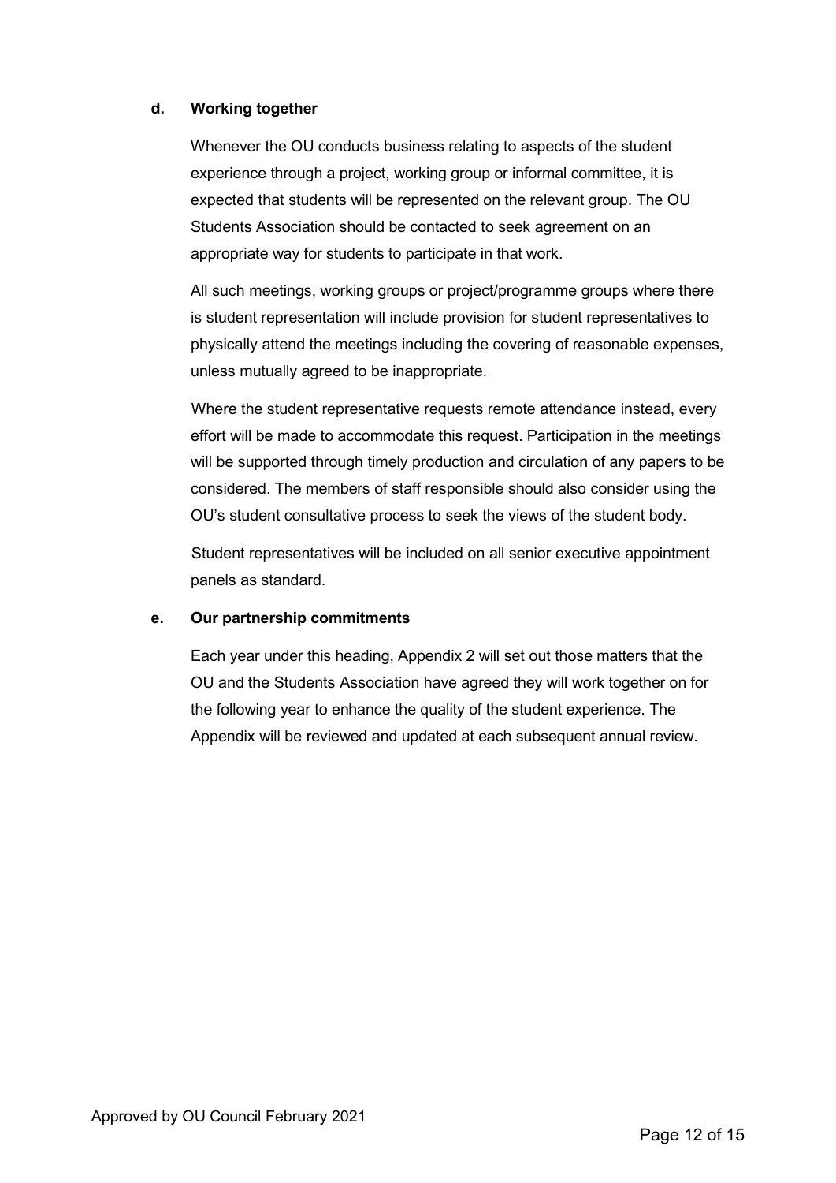**d. Working together**

Whenever the OU conducts business relating to aspects of the student experience through a project, working group or informal committee, it is expected that students will be represented on the relevant group. The OU Students Association should be contacted to seek agreement on an appropriate way for students to participate in that work.

All such meetings, working groups or project/programme groups where there is student representation will include provision for student representatives to physically attend the meetings including the covering of reasonable expenses, unless mutually agreed to be inappropriate.

Where the student representative requests remote attendance instead, every effort will be made to accommodate this request. Participation in the meetings will be supported through timely production and circulation of any papers to be considered. The members of staff responsible should also consider using the OU's student consultative process to seek the views of the student body.

Student representatives will be included on all senior executive appointment panels as standard.

**e. Our partnership commitments**

Each year under this heading, Appendix 2 will set out those matters that the OU and the Students Association have agreed they will work together on for the following year to enhance the quality of the student experience. The Appendix will be reviewed and updated at each subsequent annual review.

Approved by OU Council February 2021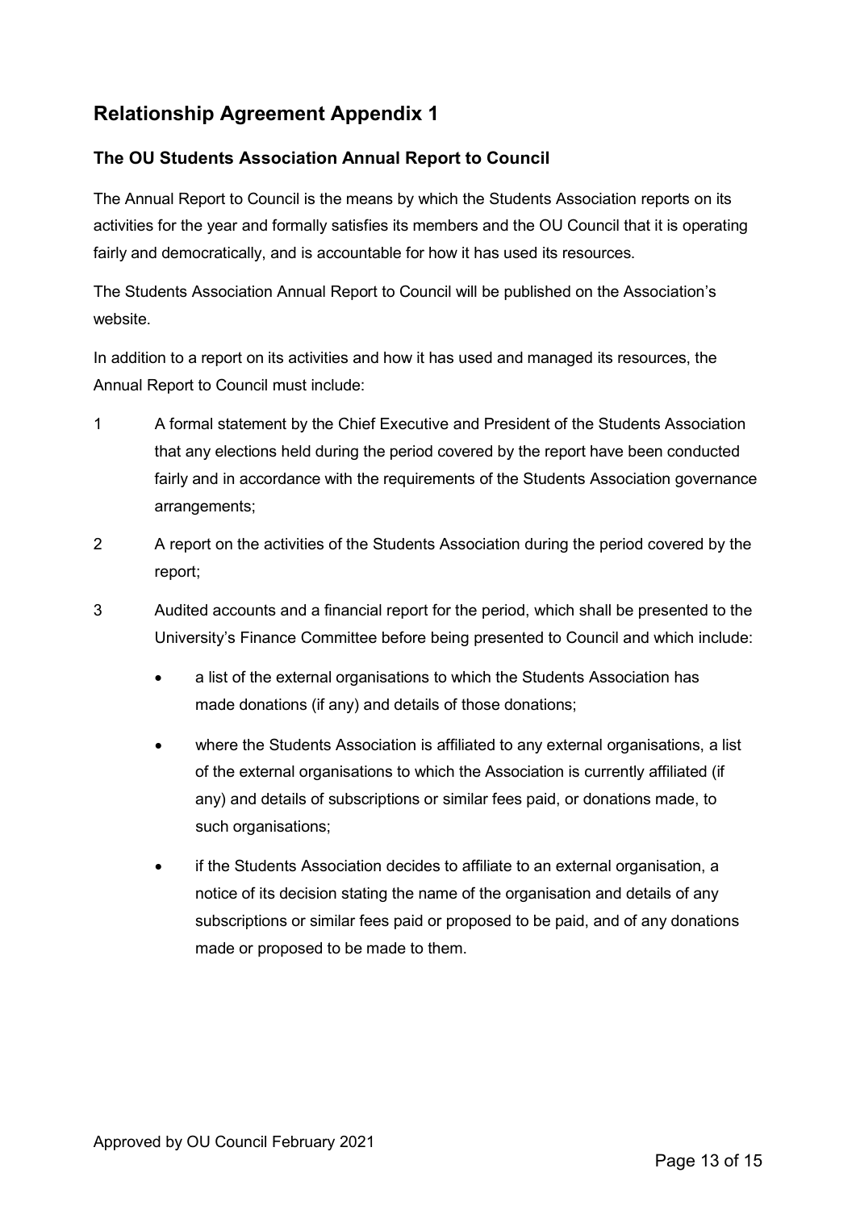# Relationship Agreement Appendix 1

## The OU Students Association Annual Report to Council

The Annual Report to Council is the means by which the Students Association reports on its activities for the year and formally satisfies its members and the OU Council that it is operating fairly and democratically, and is accountable for how it has used its resources.

The Students Association Annual Report to Council will be published on the Association's website.

In addition to a report on its activities and how it has used and managed its resources, the Annual Report to Council must include:

1. A formal statement by the Chief Executive and President of the Students Association that any elections held during the period covered by the report have been conducted fairly and in accordance with the requirements of the Students Association governance arrangements;
2. A report on the activities of the Students Association during the period covered by the report;
3. Audited accounts and a financial report for the period, which shall be presented to the University's Finance Committee before being presented to Council and which include:
    - a list of the external organisations to which the Students Association has made donations (if any) and details of those donations;
    - where the Students Association is affiliated to any external organisations, a list of the external organisations to which the Association is currently affiliated (if any) and details of subscriptions or similar fees paid, or donations made, to such organisations;
    - if the Students Association decides to affiliate to an external organisation, a notice of its decision stating the name of the organisation and details of any subscriptions or similar fees paid or proposed to be paid, and of any donations made or proposed to be made to them.

Approved by OU Council February 2021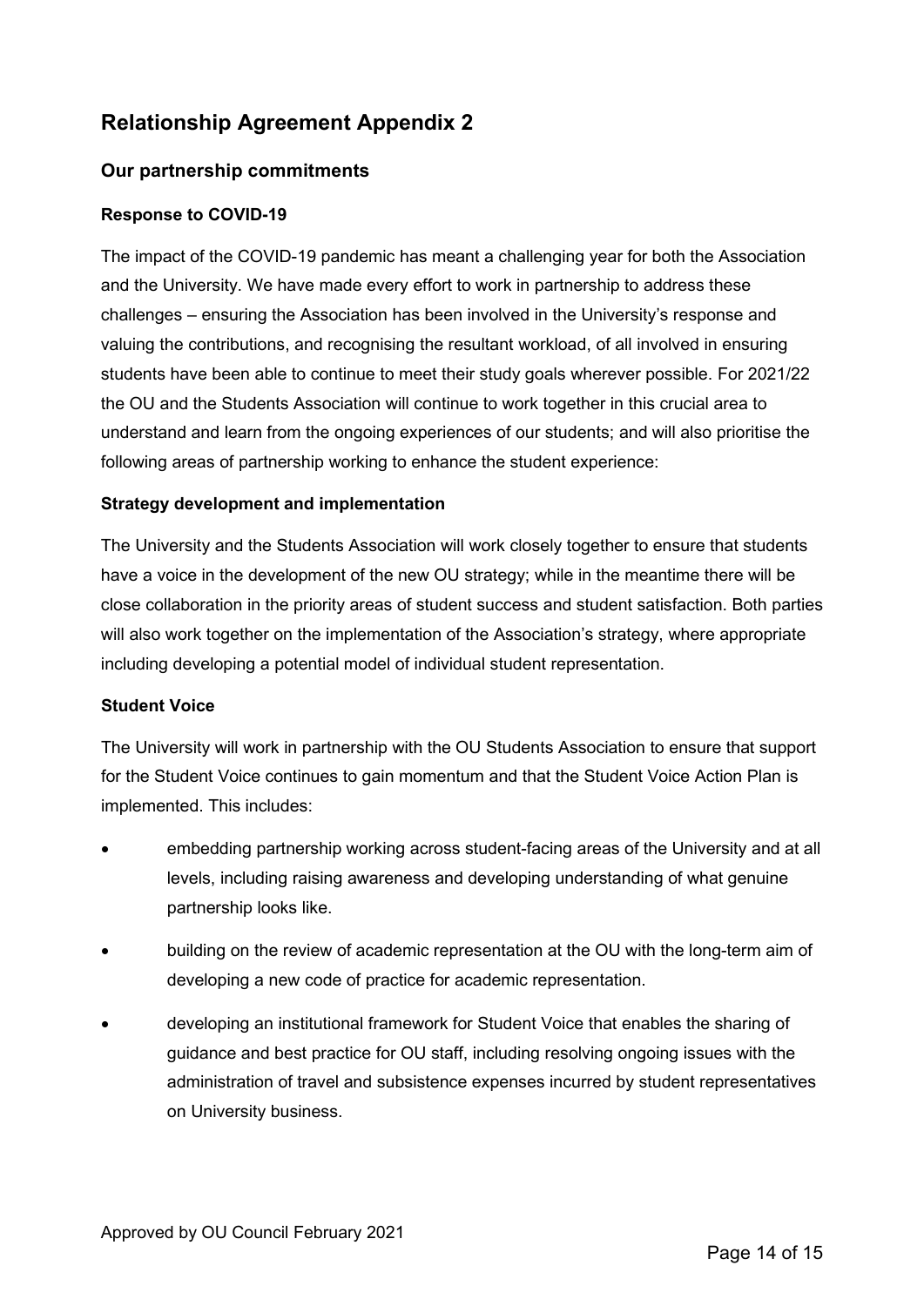## Relationship Agreement Appendix 2

### Our partnership commitments

#### Response to COVID-19

The impact of the COVID-19 pandemic has meant a challenging year for both the Association and the University. We have made every effort to work in partnership to address these challenges – ensuring the Association has been involved in the University's response and valuing the contributions, and recognising the resultant workload, of all involved in ensuring students have been able to continue to meet their study goals wherever possible. For 2021/22 the OU and the Students Association will continue to work together in this crucial area to understand and learn from the ongoing experiences of our students; and will also prioritise the following areas of partnership working to enhance the student experience:

#### Strategy development and implementation

The University and the Students Association will work closely together to ensure that students have a voice in the development of the new OU strategy; while in the meantime there will be close collaboration in the priority areas of student success and student satisfaction. Both parties will also work together on the implementation of the Association's strategy, where appropriate including developing a potential model of individual student representation.

#### Student Voice

The University will work in partnership with the OU Students Association to ensure that support for the Student Voice continues to gain momentum and that the Student Voice Action Plan is implemented. This includes:

- embedding partnership working across student-facing areas of the University and at all levels, including raising awareness and developing understanding of what genuine partnership looks like.
- building on the review of academic representation at the OU with the long-term aim of developing a new code of practice for academic representation.
- developing an institutional framework for Student Voice that enables the sharing of guidance and best practice for OU staff, including resolving ongoing issues with the administration of travel and subsistence expenses incurred by student representatives on University business.

Approved by OU Council February 2021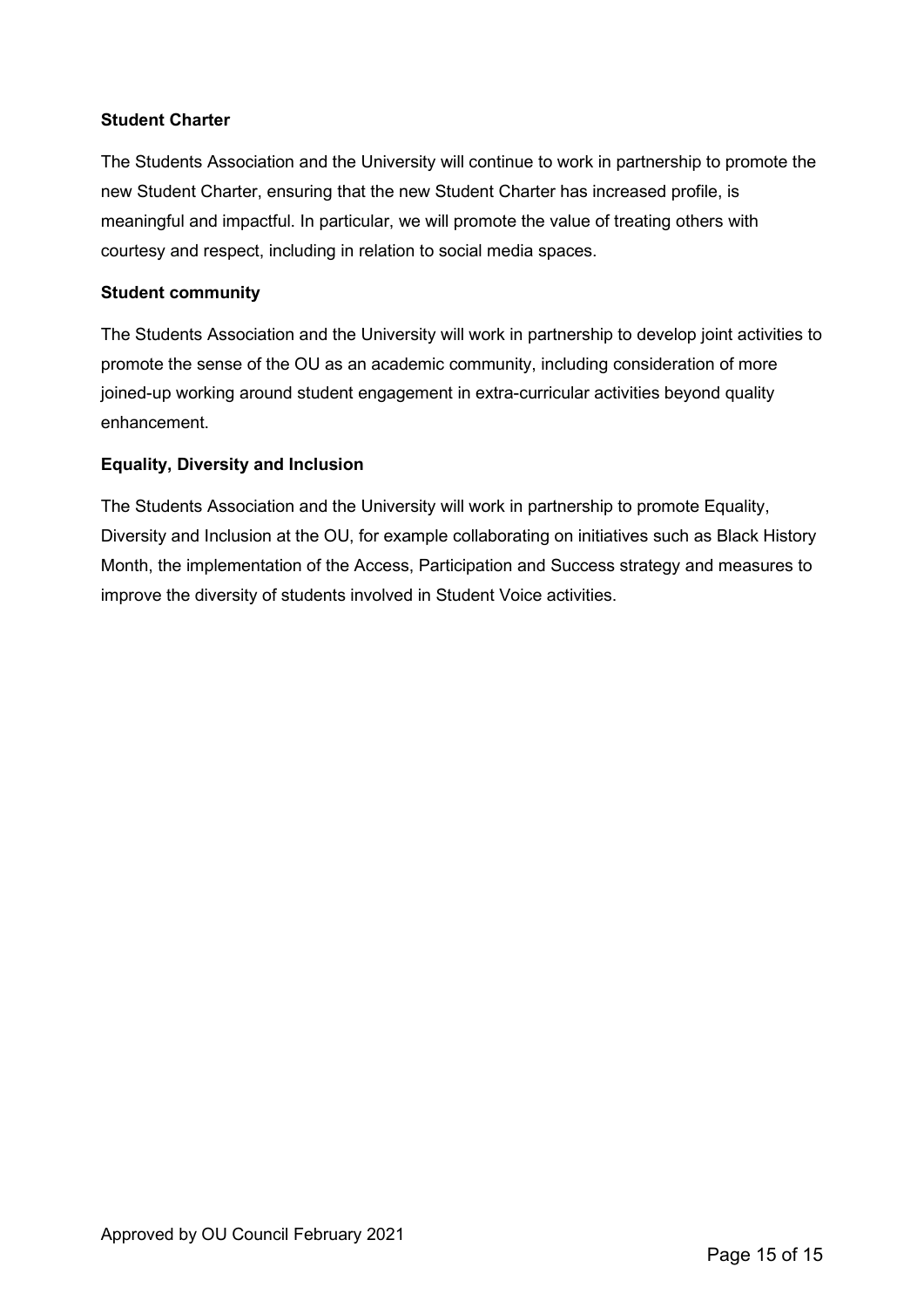**Student Charter**

The Students Association and the University will continue to work in partnership to promote the new Student Charter, ensuring that the new Student Charter has increased profile, is meaningful and impactful. In particular, we will promote the value of treating others with courtesy and respect, including in relation to social media spaces.

**Student community**

The Students Association and the University will work in partnership to develop joint activities to promote the sense of the OU as an academic community, including consideration of more joined-up working around student engagement in extra-curricular activities beyond quality enhancement.

**Equality, Diversity and Inclusion**

The Students Association and the University will work in partnership to promote Equality, Diversity and Inclusion at the OU, for example collaborating on initiatives such as Black History Month, the implementation of the Access, Participation and Success strategy and measures to improve the diversity of students involved in Student Voice activities.